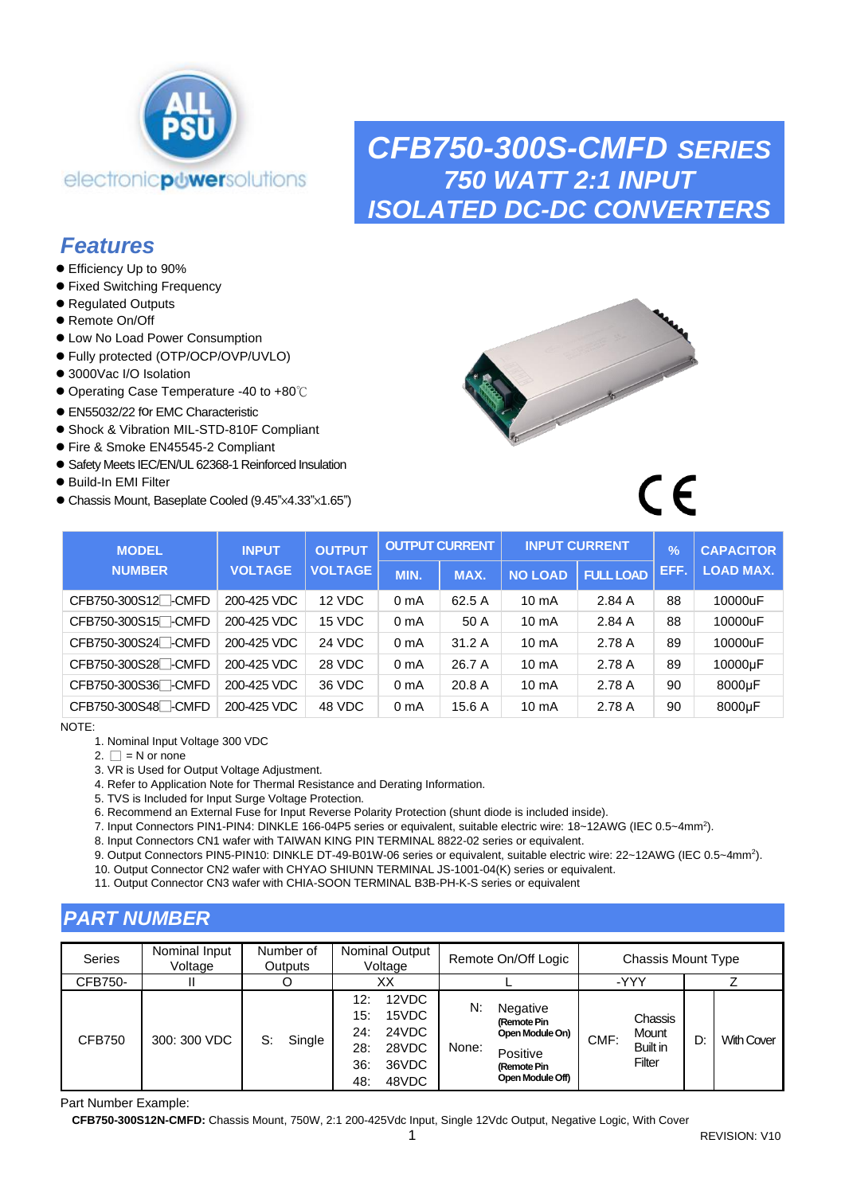# CFB750-300S-CMFD SERIES

## 750 WATT 2:1 INPUT ISOLATED DC-DC CONVERTERS

## Features

- Efficiency Up to 90%
- Fixed Switching Frequency
- Regulated Outputs
- Remote On/Off
- Low No Load Power Consumption
- Fully protected (OTP/OCP/OVP/UVLO)
- 3000Vac I/O Isolation
- Operating Case Temperature -40 to +80℃
- EN55032/22 for EMC Characteristic
- Shock & Vibration MIL-STD-810F Compliant
- Fire & Smoke EN45545-2 Compliant
- Safety Meets IEC/EN/UL 62368-1 Reinforced Insulation
- Build-In EMI Filter
- Chassis Mount, Baseplate Cooled (9.45"x4.33"x1.65")

| MODEL NUMBER | INPUT VOLTAGE | OUTPUT VOLTAGE | OUTPUT CURRENT | | INPUT CURRENT | | % EFF. | CAPACITOR LOAD MAX. |
|---|---|---|---|---|---|---|---|---|
| | | | MIN. | MAX. | NO LOAD | FULL LOAD | | |
| CFB750-300S12□-CMFD | 200-425 VDC | 12 VDC | 0 mA | 62.5 A | 10 mA | 2.84 A | 88 | 10000uF |
| CFB750-300S15□-CMFD | 200-425 VDC | 15 VDC | 0 mA | 50 A | 10 mA | 2.84 A | 88 | 10000uF |
| CFB750-300S24□-CMFD | 200-425 VDC | 24 VDC | 0 mA | 31.2 A | 10 mA | 2.78 A | 89 | 10000uF |
| CFB750-300S28□-CMFD | 200-425 VDC | 28 VDC | 0 mA | 26.7 A | 10 mA | 2.78 A | 89 | 10000μF |
| CFB750-300S36□-CMFD | 200-425 VDC | 36 VDC | 0 mA | 20.8 A | 10 mA | 2.78 A | 90 | 8000μF |
| CFB750-300S48□-CMFD | 200-425 VDC | 48 VDC | 0 mA | 15.6 A | 10 mA | 2.78 A | 90 | 8000μF |

NOTE:

1. Nominal Input Voltage 300 VDC
2. □ = N or none
3. VR is Used for Output Voltage Adjustment.
4. Refer to Application Note for Thermal Resistance and Derating Information.
5. TVS is Included for Input Surge Voltage Protection.
6. Recommend an External Fuse for Input Reverse Polarity Protection (shunt diode is included inside).
7. Input Connectors PIN1-PIN4: DINKLE 166-04P5 series or equivalent, suitable electric wire: 18~12AWG (IEC 0.5~4mm$^2$).
8. Input Connectors CN1 wafer with TAIWAN KING PIN TERMINAL 8822-02 series or equivalent.
9. Output Connectors PIN5-PIN10: DINKLE DT-49-B01W-06 series or equivalent, suitable electric wire: 22~12AWG (IEC 0.5~4mm$^2$).
10. Output Connector CN2 wafer with CHYAO SHIUNN TERMINAL JS-1001-04(K) series or equivalent.
11. Output Connector CN3 wafer with CHIA-SOON TERMINAL B3B-PH-K-S series or equivalent

## PART NUMBER

| Series | Nominal Input Voltage | Number of Outputs | Nominal Output Voltage | Remote On/Off Logic | Chassis Mount Type | Z |
|---|---|---|---|---|---|---|
| CFB750- | II | O | XX | L | -YYY | Z |
| CFB750 | 300: 300 VDC | S: Single | 12: 12VDC<br>15: 15VDC<br>24: 24VDC<br>28: 28VDC<br>36: 36VDC<br>48: 48VDC | N: Negative (Remote Pin Open Module On)<br>None: Positive (Remote Pin Open Module Off) | CMF: Chassis Mount Built in Filter | D: With Cover |

Part Number Example:

**CFB750-300S12N-CMFD:** Chassis Mount, 750W, 2:1 200-425Vdc Input, Single 12Vdc Output, Negative Logic, With Cover

REVISION: V10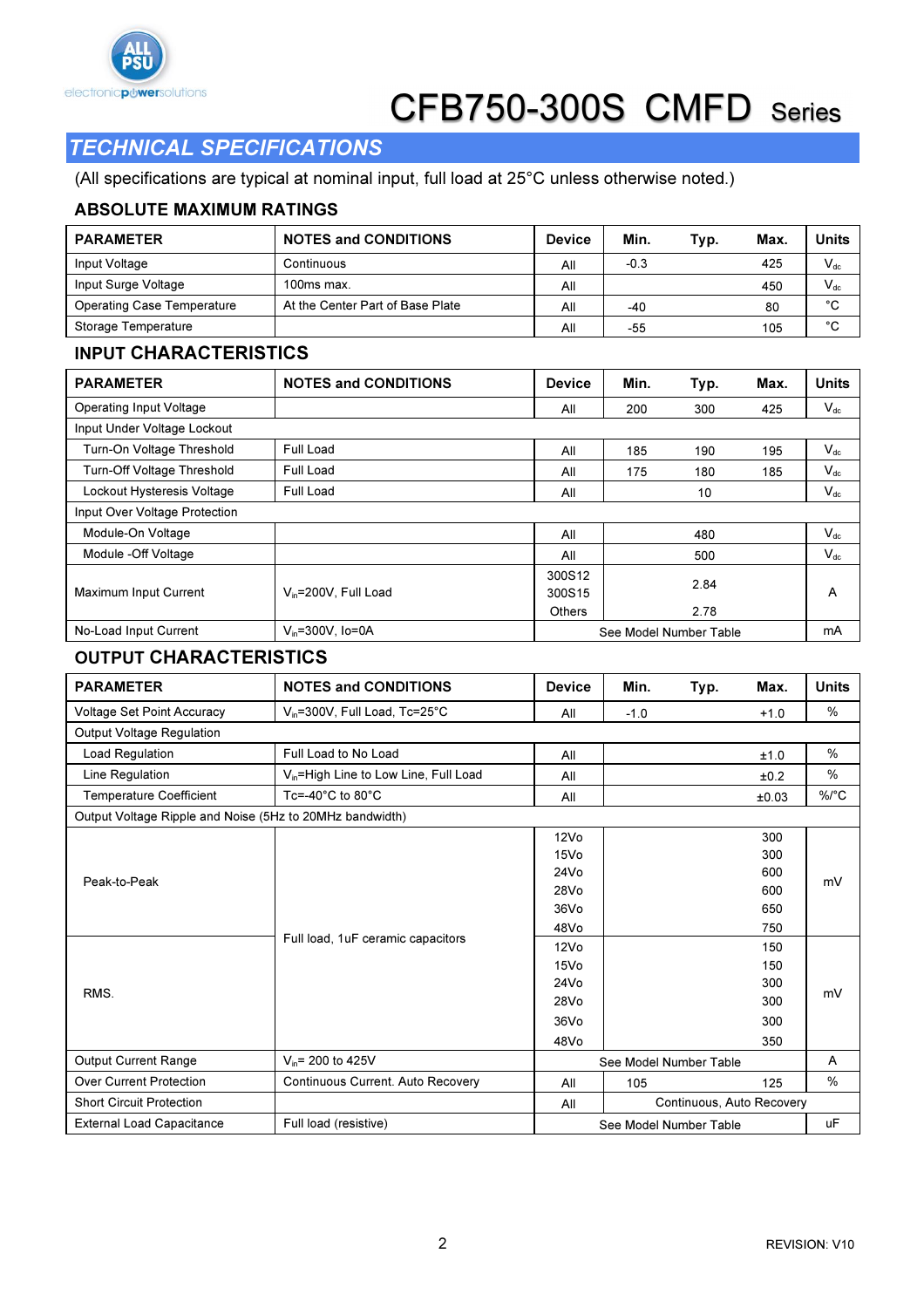# CFB750-300S CMFD Series

## TECHNICAL SPECIFICATIONS

(All specifications are typical at nominal input, full load at 25°C unless otherwise noted.)

### ABSOLUTE MAXIMUM RATINGS

| PARAMETER | NOTES and CONDITIONS | Device | Min. | Typ. | Max. | Units |
|---|---|---|---|---|---|---|
| Input Voltage | Continuous | All | -0.3 | | 425 | $V_{dc}$ |
| Input Surge Voltage | 100ms max. | All | | | 450 | $V_{dc}$ |
| Operating Case Temperature | At the Center Part of Base Plate | All | -40 | | 80 | °C |
| Storage Temperature | | All | -55 | | 105 | °C |

### INPUT CHARACTERISTICS

| PARAMETER | NOTES and CONDITIONS | Device | Min. | Typ. | Max. | Units |
|---|---|---|---|---|---|---|
| Operating Input Voltage | | All | 200 | 300 | 425 | $V_{dc}$ |
| Input Under Voltage Lockout | | | | | | |
| Turn-On Voltage Threshold | Full Load | All | 185 | 190 | 195 | $V_{dc}$ |
| Turn-Off Voltage Threshold | Full Load | All | 175 | 180 | 185 | $V_{dc}$ |
| Lockout Hysteresis Voltage | Full Load | All | | 10 | | $V_{dc}$ |
| Input Over Voltage Protection | | | | | | |
| Module-On Voltage | | All | | 480 | | $V_{dc}$ |
| Module -Off Voltage | | All | | 500 | | $V_{dc}$ |
| Maximum Input Current | $V_{in}$=200V, Full Load | 300S12<br>300S15<br>Others | | 2.84<br><br>2.78 | | A |
| No-Load Input Current | $V_{in}$=300V, Io=0A | See Model Number Table | | | | mA |

### OUTPUT CHARACTERISTICS

| PARAMETER | NOTES and CONDITIONS | Device | Min. | Typ. | Max. | Units |
|---|---|---|---|---|---|---|
| Voltage Set Point Accuracy | $V_{in}$=300V, Full Load, Tc=25°C | All | -1.0 | | +1.0 | % |
| Output Voltage Regulation | | | | | | |
| Load Regulation | Full Load to No Load | All | | | ±1.0 | % |
| Line Regulation | $V_{in}$=High Line to Low Line, Full Load | All | | | ±0.2 | % |
| Temperature Coefficient | Tc=-40°C to 80°C | All | | | ±0.03 | %/°C |
| Output Voltage Ripple and Noise (5Hz to 20MHz bandwidth) | | | | | | |
| Peak-to-Peak | Full load, 1uF ceramic capacitors | 12Vo<br>15Vo<br>24Vo<br>28Vo<br>36Vo<br>48Vo | | | 300<br>300<br>600<br>600<br>650<br>750 | mV |
| RMS. | Full load, 1uF ceramic capacitors | 12Vo<br>15Vo<br>24Vo<br>28Vo<br>36Vo<br>48Vo | | | 150<br>150<br>300<br>300<br>300<br>350 | mV |
| Output Current Range | $V_{in}$= 200 to 425V | See Model Number Table | | | | A |
| Over Current Protection | Continuous Current. Auto Recovery | All | 105 | | 125 | % |
| Short Circuit Protection | | All | Continuous, Auto Recovery | | | |
| External Load Capacitance | Full load (resistive) | See Model Number Table | | | | uF |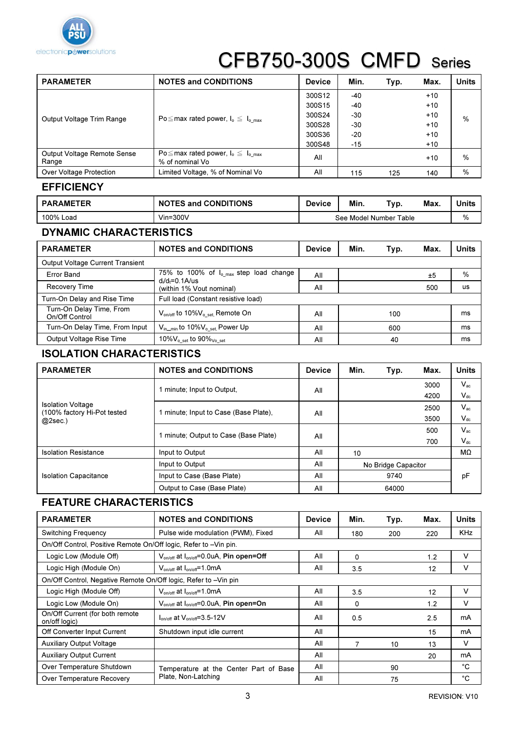# CFB750-300S CMFD Series

| PARAMETER | NOTES and CONDITIONS | Device | Min. | Typ. | Max. | Units |
|---|---|---|---|---|---|---|
| Output Voltage Trim Range | Po≤max rated power, $I_o \leq I_{o\_max}$ | 300S12 | -40 | | +10 | % |
| | | 300S15 | -40 | | +10 | |
| | | 300S24 | -30 | | +10 | |
| | | 300S28 | -30 | | +10 | |
| | | 300S36 | -20 | | +10 | |
| | | 300S48 | -15 | | +10 | |
| Output Voltage Remote Sense Range | Po≤max rated power, $I_o \leq I_{o\_max}$ % of nominal Vo | All | | | +10 | % |
| Over Voltage Protection | Limited Voltage, % of Nominal Vo | All | 115 | 125 | 140 | % |

## EFFICIENCY

| PARAMETER | NOTES and CONDITIONS | Device | Min. | Typ. | Max. | Units |
|---|---|---|---|---|---|---|
| 100% Load | Vin=300V | See Model Number Table | | | | % |

## DYNAMIC CHARACTERISTICS

| PARAMETER | NOTES and CONDITIONS | Device | Min. | Typ. | Max. | Units |
|---|---|---|---|---|---|---|
| Output Voltage Current Transient | | | | | | |
| Error Band | 75% to 100% of $I_{o\_max}$ step load change $d_i/d_t$=0.1A/us (within 1% Vout nominal) | All | | | ±5 | % |
| Recovery Time | | All | | | 500 | us |
| Turn-On Delay and Rise Time | Full load (Constant resistive load) | | | | | |
| Turn-On Delay Time, From On/Off Control | $V_{on/off}$ to $10\%V_{o\_set}$, Remote On | All | | 100 | | ms |
| Turn-On Delay Time, From Input | $V_{in\_min}$ to $10\%V_{o\_set}$, Power Up | All | | 600 | | ms |
| Output Voltage Rise Time | $10\%V_{o\_set}$ to $90\%V_{o\_set}$ | All | | 40 | | ms |

## ISOLATION CHARACTERISTICS

| PARAMETER | NOTES and CONDITIONS | Device | Min. | Typ. | Max. | Units |
|---|---|---|---|---|---|---|
| Isolation Voltage (100% factory Hi-Pot tested @2sec.) | 1 minute; Input to Output, | All | | | 3000 | $V_{ac}$ |
| | | | | | 4200 | $V_{dc}$ |
| | 1 minute; Input to Case (Base Plate), | All | | | 2500 | $V_{ac}$ |
| | | | | | 3500 | $V_{dc}$ |
| | 1 minute; Output to Case (Base Plate) | All | | | 500 | $V_{ac}$ |
| | | | | | 700 | $V_{dc}$ |
| Isolation Resistance | Input to Output | All | 10 | | | MΩ |
| Isolation Capacitance | Input to Output | All | | No Bridge Capacitor | | pF |
| | Input to Case (Base Plate) | All | | 9740 | | |
| | Output to Case (Base Plate) | All | | 64000 | | |

## FEATURE CHARACTERISTICS

| PARAMETER | NOTES and CONDITIONS | Device | Min. | Typ. | Max. | Units |
|---|---|---|---|---|---|---|
| Switching Frequency | Pulse wide modulation (PWM), Fixed | All | 180 | 200 | 220 | KHz |
| On/Off Control, Positive Remote On/Off logic, Refer to –Vin pin. | | | | | | |
| Logic Low (Module Off) | $V_{on/off}$ at $I_{on/off}$=0.0uA, **Pin open=Off** | All | 0 | | 1.2 | V |
| Logic High (Module On) | $V_{on/off}$ at $I_{on/off}$=1.0mA | All | 3.5 | | 12 | V |
| On/Off Control, Negative Remote On/Off logic, Refer to –Vin pin | | | | | | |
| Logic High (Module Off) | $V_{on/off}$ at $I_{on/off}$=1.0mA | All | 3.5 | | 12 | V |
| Logic Low (Module On) | $V_{on/off}$ at $I_{on/off}$=0.0uA, **Pin open=On** | All | 0 | | 1.2 | V |
| On/Off Current (for both remote on/off logic) | $I_{on/off}$ at $V_{on/off}$=3.5-12V | All | 0.5 | | 2.5 | mA |
| Off Converter Input Current | Shutdown input idle current | All | | | 15 | mA |
| Auxiliary Output Voltage | | All | 7 | 10 | 13 | V |
| Auxiliary Output Current | | All | | | 20 | mA |
| Over Temperature Shutdown | Temperature at the Center Part of Base Plate, Non-Latching | All | | 90 | | °C |
| Over Temperature Recovery | | All | | 75 | | °C |

REVISION: V10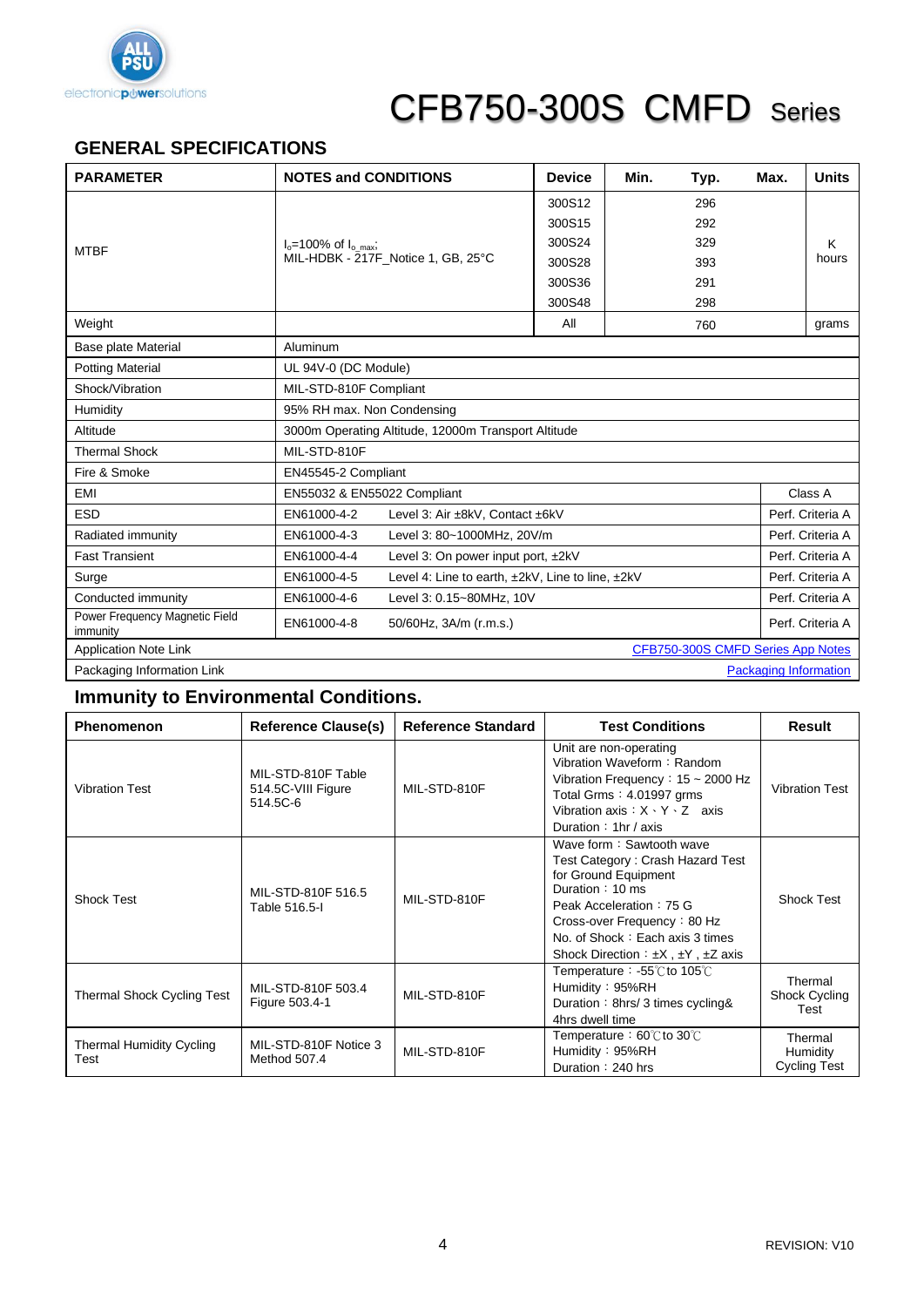# CFB750-300S CMFD Series

## GENERAL SPECIFICATIONS

| PARAMETER | NOTES and CONDITIONS | Device | Min. | Typ. | Max. | Units |
|---|---|---|---|---|---|---|
| MTBF | $I_o$=100% of $I_{o\_max}$; MIL-HDBK - 217F_Notice 1, GB, 25°C | 300S12 | | 296 | | K hours |
| | | 300S15 | | 292 | | |
| | | 300S24 | | 329 | | |
| | | 300S28 | | 393 | | |
| | | 300S36 | | 291 | | |
| | | 300S48 | | 298 | | |
| Weight | | All | | 760 | | grams |
| Base plate Material | Aluminum | | | | | |
| Potting Material | UL 94V-0 (DC Module) | | | | | |
| Shock/Vibration | MIL-STD-810F Compliant | | | | | |
| Humidity | 95% RH max. Non Condensing | | | | | |
| Altitude | 3000m Operating Altitude, 12000m Transport Altitude | | | | | |
| Thermal Shock | MIL-STD-810F | | | | | |
| Fire & Smoke | EN45545-2 Compliant | | | | | |
| EMI | EN55032 & EN55022 Compliant | | | | | Class A |
| ESD | EN61000-4-2 Level 3: Air ±8kV, Contact ±6kV | | | | | Perf. Criteria A |
| Radiated immunity | EN61000-4-3 Level 3: 80~1000MHz, 20V/m | | | | | Perf. Criteria A |
| Fast Transient | EN61000-4-4 Level 3: On power input port, ±2kV | | | | | Perf. Criteria A |
| Surge | EN61000-4-5 Level 4: Line to earth, ±2kV, Line to line, ±2kV | | | | | Perf. Criteria A |
| Conducted immunity | EN61000-4-6 Level 3: 0.15~80MHz, 10V | | | | | Perf. Criteria A |
| Power Frequency Magnetic Field immunity | EN61000-4-8 50/60Hz, 3A/m (r.m.s.) | | | | | Perf. Criteria A |
| Application Note Link | CFB750-300S CMFD Series App Notes | | | | | |
| Packaging Information Link | Packaging Information | | | | | |

## Immunity to Environmental Conditions.

| Phenomenon | Reference Clause(s) | Reference Standard | Test Conditions | Result |
|---|---|---|---|---|
| Vibration Test | MIL-STD-810F Table 514.5C-VIII Figure 514.5C-6 | MIL-STD-810F | Unit are non-operating<br>Vibration Waveform：Random<br>Vibration Frequency：15 ~ 2000 Hz<br>Total Grms：4.01997 grms<br>Vibration axis：X、Y、Z axis<br>Duration：1hr / axis | Vibration Test |
| Shock Test | MIL-STD-810F 516.5 Table 516.5-I | MIL-STD-810F | Wave form：Sawtooth wave<br>Test Category : Crash Hazard Test for Ground Equipment<br>Duration：10 ms<br>Peak Acceleration：75 G<br>Cross-over Frequency：80 Hz<br>No. of Shock：Each axis 3 times<br>Shock Direction：±X , ±Y , ±Z axis | Shock Test |
| Thermal Shock Cycling Test | MIL-STD-810F 503.4 Figure 503.4-1 | MIL-STD-810F | Temperature：-55℃to 105℃<br>Humidity：95%RH<br>Duration：8hrs/ 3 times cycling& 4hrs dwell time | Thermal Shock Cycling Test |
| Thermal Humidity Cycling Test | MIL-STD-810F Notice 3 Method 507.4 | MIL-STD-810F | Temperature：60℃to 30℃<br>Humidity：95%RH<br>Duration：240 hrs | Thermal Humidity Cycling Test |

REVISION: V10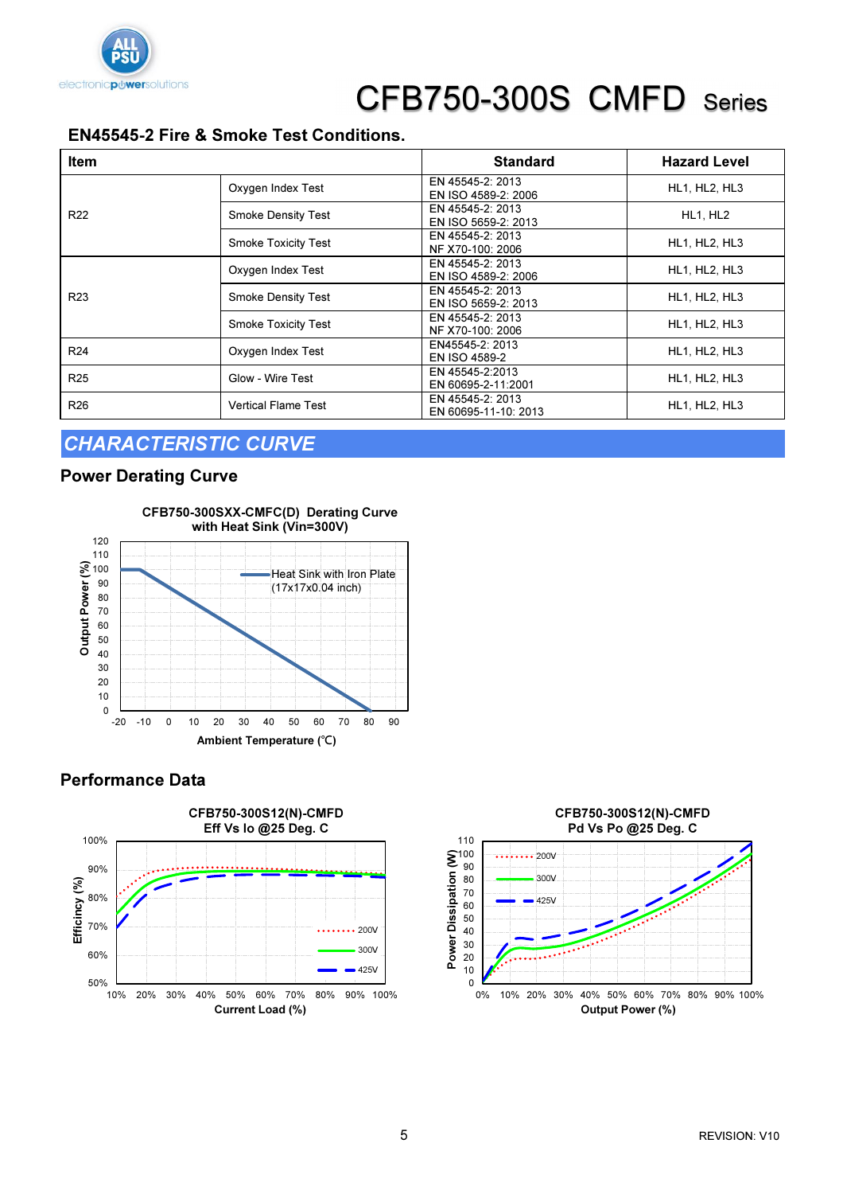# CFB750-300S CMFD Series

## EN45545-2 Fire & Smoke Test Conditions.

| Item | | Standard | Hazard Level |
|---|---|---|---|
| R22 | Oxygen Index Test | EN 45545-2: 2013<br>EN ISO 4589-2: 2006 | HL1, HL2, HL3 |
| | Smoke Density Test | EN 45545-2: 2013<br>EN ISO 5659-2: 2013 | HL1, HL2 |
| | Smoke Toxicity Test | EN 45545-2: 2013<br>NF X70-100: 2006 | HL1, HL2, HL3 |
| R23 | Oxygen Index Test | EN 45545-2: 2013<br>EN ISO 4589-2: 2006 | HL1, HL2, HL3 |
| | Smoke Density Test | EN 45545-2: 2013<br>EN ISO 5659-2: 2013 | HL1, HL2, HL3 |
| | Smoke Toxicity Test | EN 45545-2: 2013<br>NF X70-100: 2006 | HL1, HL2, HL3 |
| R24 | Oxygen Index Test | EN45545-2: 2013<br>EN ISO 4589-2 | HL1, HL2, HL3 |
| R25 | Glow - Wire Test | EN 45545-2:2013<br>EN 60695-2-11:2001 | HL1, HL2, HL3 |
| R26 | Vertical Flame Test | EN 45545-2: 2013<br>EN 60695-11-10: 2013 | HL1, HL2, HL3 |

## *CHARACTERISTIC CURVE*

### Power Derating Curve

**CFB750-300SXX-CMFC(D) Derating Curve with Heat Sink (Vin=300V)**

### Performance Data

**CFB750-300S12(N)-CMFD Eff Vs Io @25 Deg. C**

**CFB750-300S12(N)-CMFD Pd Vs Po @25 Deg. C**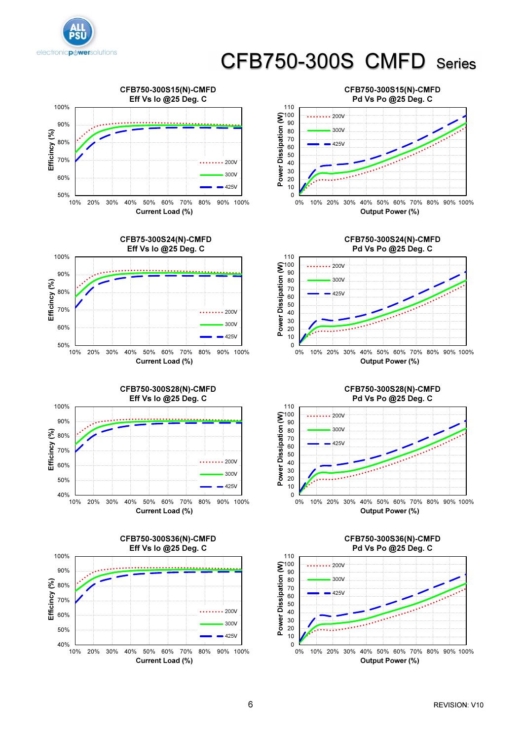# CFB750-300S CMFD Series

CFB750-300S15(N)-CMFD
Eff Vs Io @25 Deg. C

Efficincy (%)

Current Load (%)

200V, 300V, 425V

CFB750-300S15(N)-CMFD
Pd Vs Po @25 Deg. C

Power Dissipation (W)

Output Power (%)

200V, 300V, 425V

CFB75-300S24(N)-CMFD
Eff Vs Io @25 Deg. C

Efficincy (%)

Current Load (%)

200V, 300V, 425V

CFB750-300S24(N)-CMFD
Pd Vs Po @25 Deg. C

Power Dissipation (W)

Output Power (%)

200V, 300V, 425V

CFB750-300S28(N)-CMFD
Eff Vs Io @25 Deg. C

Efficincy (%)

Current Load (%)

200V, 300V, 425V

CFB750-300S28(N)-CMFD
Pd Vs Po @25 Deg. C

Power Dissipation (W)

Output Power (%)

200V, 300V, 425V

CFB750-300S36(N)-CMFD
Eff Vs Io @25 Deg. C

Efficincy (%)

Current Load (%)

200V, 300V, 425V

CFB750-300S36(N)-CMFD
Pd Vs Po @25 Deg. C

Power Dissipation (W)

Output Power (%)

200V, 300V, 425V

REVISION: V10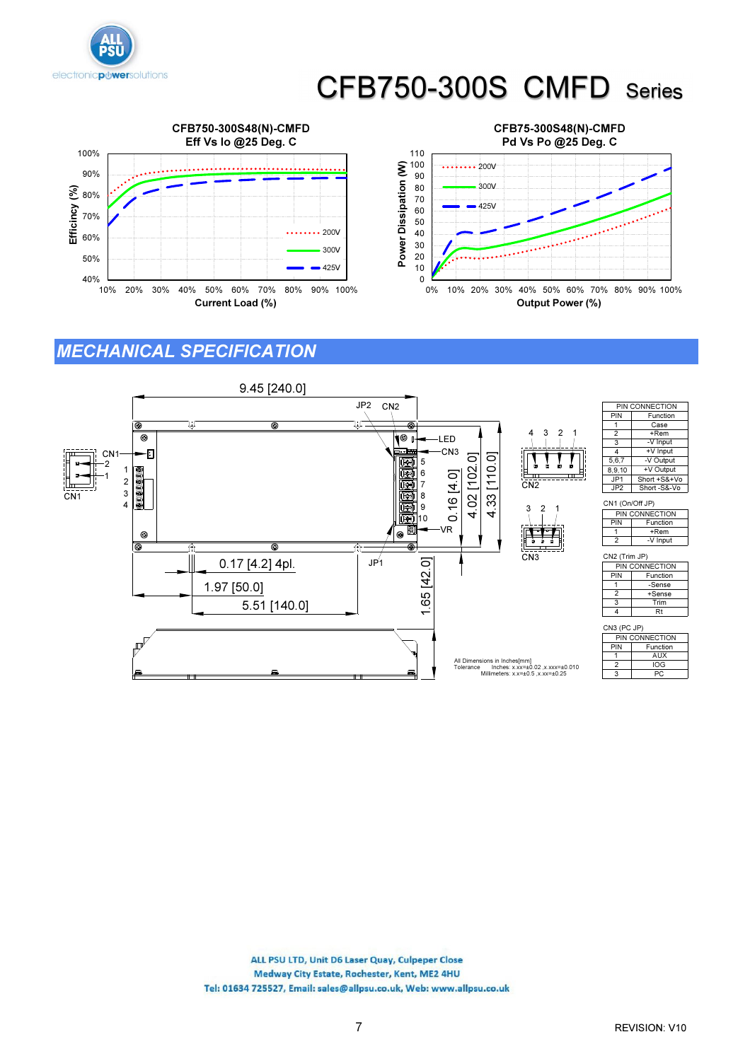# CFB750-300S CMFD Series

CFB750-300S48(N)-CMFD
Eff Vs Io @25 Deg. C

Efficincy (%)
100%
90%
80%
70%
60%
50%
40%
10% 20% 30% 40% 50% 60% 70% 80% 90% 100%
Current Load (%)
200V
300V
425V

CFB75-300S48(N)-CMFD
Pd Vs Po @25 Deg. C

Power Dissipation (W)
110
100
90
80
70
60
50
40
30
20
10
0
0% 10% 20% 30% 40% 50% 60% 70% 80% 90% 100%
Output Power (%)
200V
300V
425V

## *MECHANICAL SPECIFICATION*

9.45 [240.0]
JP2 CN2
LED
CN3
CN1
VR
JP1
0.16 [4.0]
4.02 [102.0]
4.33 [110.0]
0.17 [4.2] 4pl.
1.97 [50.0]
5.51 [140.0]
1.65 [42.0]
CN2
CN3

All Dimensions in Inches[mm]
Tolerance Inches: x.xx=±0.02 ,x.xxx=±0.010
Millimeters: x.x=±0.5 ,x.xx=±0.25

| PIN CONNECTION | |
|---|---|
| PIN | Function |
| 1 | Case |
| 2 | +Rem |
| 3 | -V Input |
| 4 | +V Input |
| 5,6,7 | -V Output |
| 8,9,10 | +V Output |
| JP1 | Short +S&+Vo |
| JP2 | Short -S&-Vo |

CN1 (On/Off JP)

| PIN CONNECTION | |
|---|---|
| PIN | Function |
| 1 | +Rem |
| 2 | -V Input |

CN2 (Trim JP)

| PIN CONNECTION | |
|---|---|
| PIN | Function |
| 1 | -Sense |
| 2 | +Sense |
| 3 | Trim |
| 4 | Rt |

CN3 (PC JP)

| PIN CONNECTION | |
|---|---|
| PIN | Function |
| 1 | AUX |
| 2 | IOG |
| 3 | PC |

ALL PSU LTD, Unit D6 Laser Quay, Culpeper Close
Medway City Estate, Rochester, Kent, ME2 4HU
Tel: 01634 725527, Email: sales@allpsu.co.uk, Web: www.allpsu.co.uk

REVISION: V10